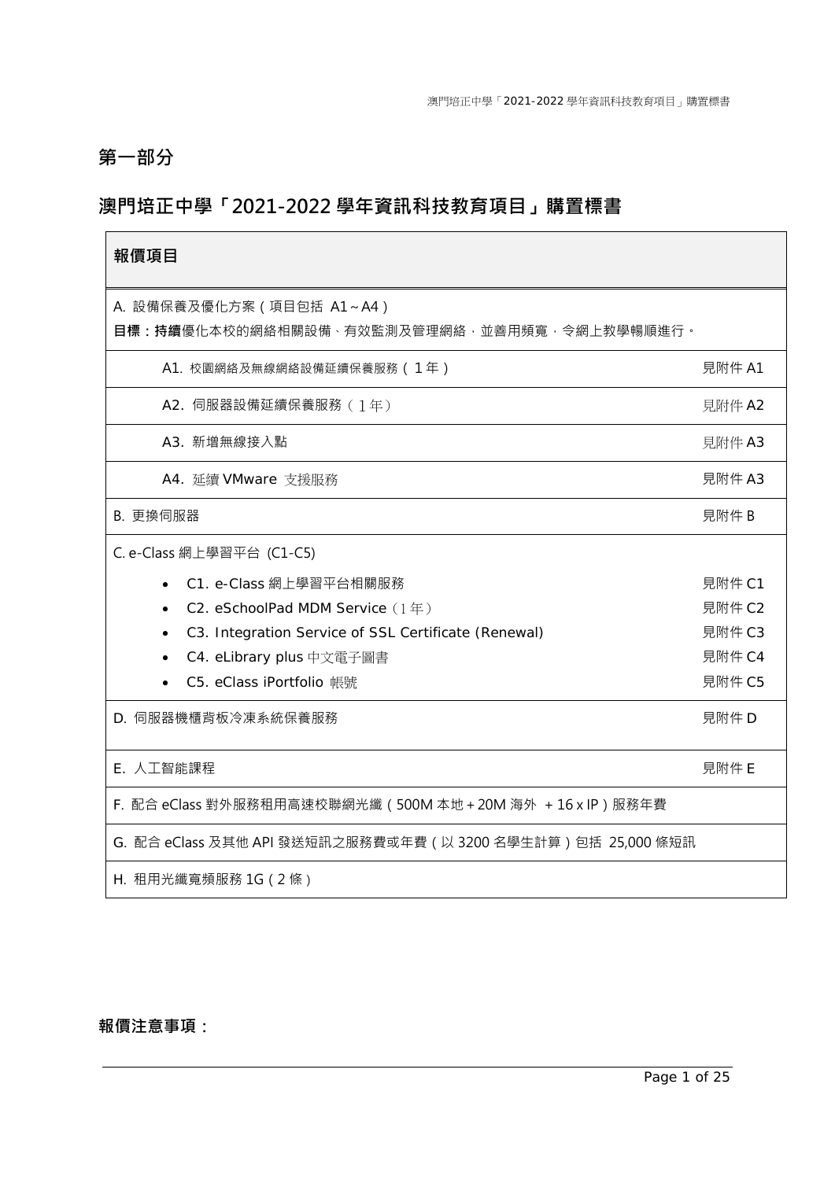## 第一部分

## 澳門培正中學「2021-2022 學年資訊科技教育項目」購置標書

| 報價項目 | |
|---|---|
| A. 設備保養及優化方案（項目包括 A1～A4）<br>**目標：持續**優化本校的網絡相關設備、有效監測及管理網絡，並善用頻寬，令網上教學暢順進行。 | |
| A1. 校園網絡及無線網絡設備延續保養服務（1 年） | 見附件 A1 |
| A2. 伺服器設備延續保養服務（1 年） | 見附件 A2 |
| A3. 新增無線接入點 | 見附件 A3 |
| A4. 延續 VMware 支援服務 | 見附件 A3 |
| B. 更換伺服器 | 見附件 B |
| C. e-Class 網上學習平台 (C1-C5)<br>• C1. e-Class 網上學習平台相關服務<br>• C2. eSchoolPad MDM Service（1 年）<br>• C3. Integration Service of SSL Certificate (Renewal)<br>• C4. eLibrary plus 中文電子圖書<br>• C5. eClass iPortfolio 帳號 | <br>見附件 C1<br>見附件 C2<br>見附件 C3<br>見附件 C4<br>見附件 C5 |
| D. 伺服器機櫃背板冷凍系統保養服務 | 見附件 D |
| E. 人工智能課程 | 見附件 E |
| F. 配合 eClass 對外服務租用高速校聯網光纖（500M 本地 + 20M 海外 + 16 x IP）服務年費 | |
| G. 配合 eClass 及其他 API 發送短訊之服務費或年費（以 3200 名學生計算）包括 25,000 條短訊 | |
| H. 租用光纖寬頻服務 1G（2 條） | |

**報價注意事項：**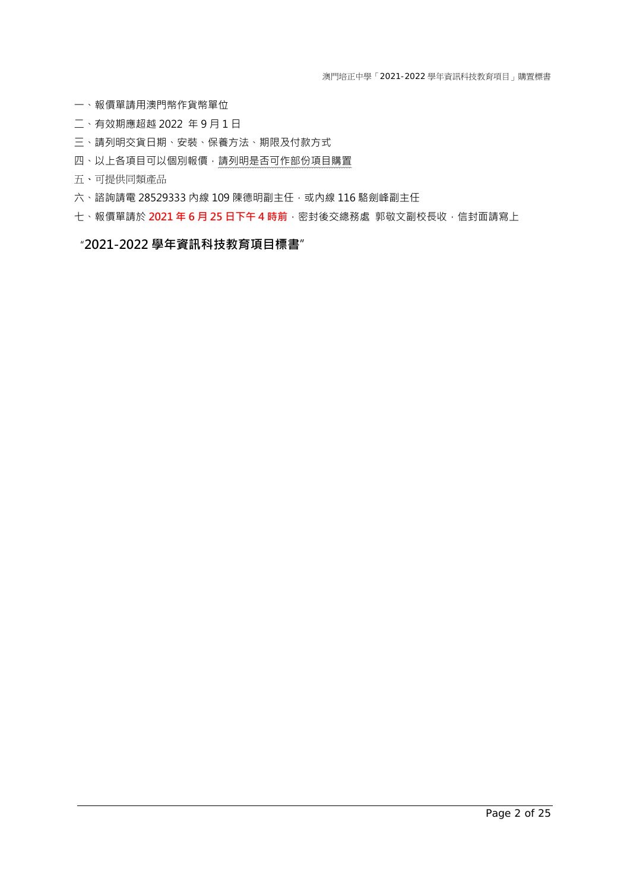一、報價單請用澳門幣作貨幣單位

二、有效期應超越 2022 年 9 月 1 日

三、請列明交貨日期、安裝、保養方法、期限及付款方式

四、以上各項目可以個別報價，請列明是否可作部份項目購置

五、可提供同類產品

六、諮詢請電 28529333 內線 109 陳德明副主任，或內線 116 駱劍峰副主任

七、報價單請於 **2021 年 6 月 25 日下午 4 時前**，密封後交總務處 郭敬文副校長收，信封面請寫上

**"2021-2022 學年資訊科技教育項目標書"**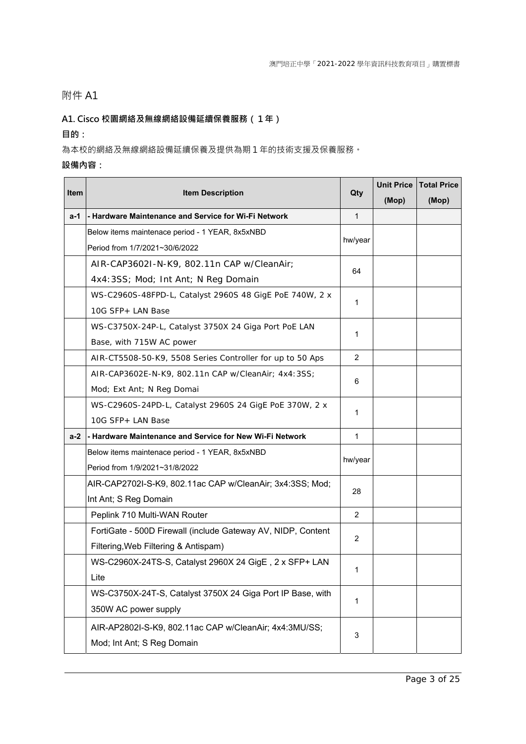# 附件 A1

## A1. Cisco 校園網絡及無線網絡設備延續保養服務（1年）

**目的：**

為本校的網絡及無線網絡設備延續保養及提供為期1年的技術支援及保養服務。

**設備內容：**

| Item | Item Description | Qty | Unit Price (Mop) | Total Price (Mop) |
|---|---|---|---|---|
| a-1 | **- Hardware Maintenance and Service for Wi-Fi Network** | 1 | | |
| | Below items maintenace period - 1 YEAR, 8x5xNBD<br>Period from 1/7/2021~30/6/2022 | hw/year | | |
| | AIR-CAP3602I-N-K9, 802.11n CAP w/CleanAir; 4x4:3SS; Mod; Int Ant; N Reg Domain | 64 | | |
| | WS-C2960S-48FPD-L, Catalyst 2960S 48 GigE PoE 740W, 2 x 10G SFP+ LAN Base | 1 | | |
| | WS-C3750X-24P-L, Catalyst 3750X 24 Giga Port PoE LAN Base, with 715W AC power | 1 | | |
| | AIR-CT5508-50-K9, 5508 Series Controller for up to 50 Aps | 2 | | |
| | AIR-CAP3602E-N-K9, 802.11n CAP w/CleanAir; 4x4:3SS; Mod; Ext Ant; N Reg Domai | 6 | | |
| | WS-C2960S-24PD-L, Catalyst 2960S 24 GigE PoE 370W, 2 x 10G SFP+ LAN Base | 1 | | |
| a-2 | **- Hardware Maintenance and Service for New Wi-Fi Network** | 1 | | |
| | Below items maintenace period - 1 YEAR, 8x5xNBD<br>Period from 1/9/2021~31/8/2022 | hw/year | | |
| | AIR-CAP2702I-S-K9, 802.11ac CAP w/CleanAir; 3x4:3SS; Mod; Int Ant; S Reg Domain | 28 | | |
| | Peplink 710 Multi-WAN Router | 2 | | |
| | FortiGate - 500D Firewall (include Gateway AV, NIDP, Content Filtering,Web Filtering & Antispam) | 2 | | |
| | WS-C2960X-24TS-S, Catalyst 2960X 24 GigE , 2 x SFP+ LAN Lite | 1 | | |
| | WS-C3750X-24T-S, Catalyst 3750X 24 Giga Port IP Base, with 350W AC power supply | 1 | | |
| | AIR-AP2802I-S-K9, 802.11ac CAP w/CleanAir; 4x4:3MU/SS; Mod; Int Ant; S Reg Domain | 3 | | |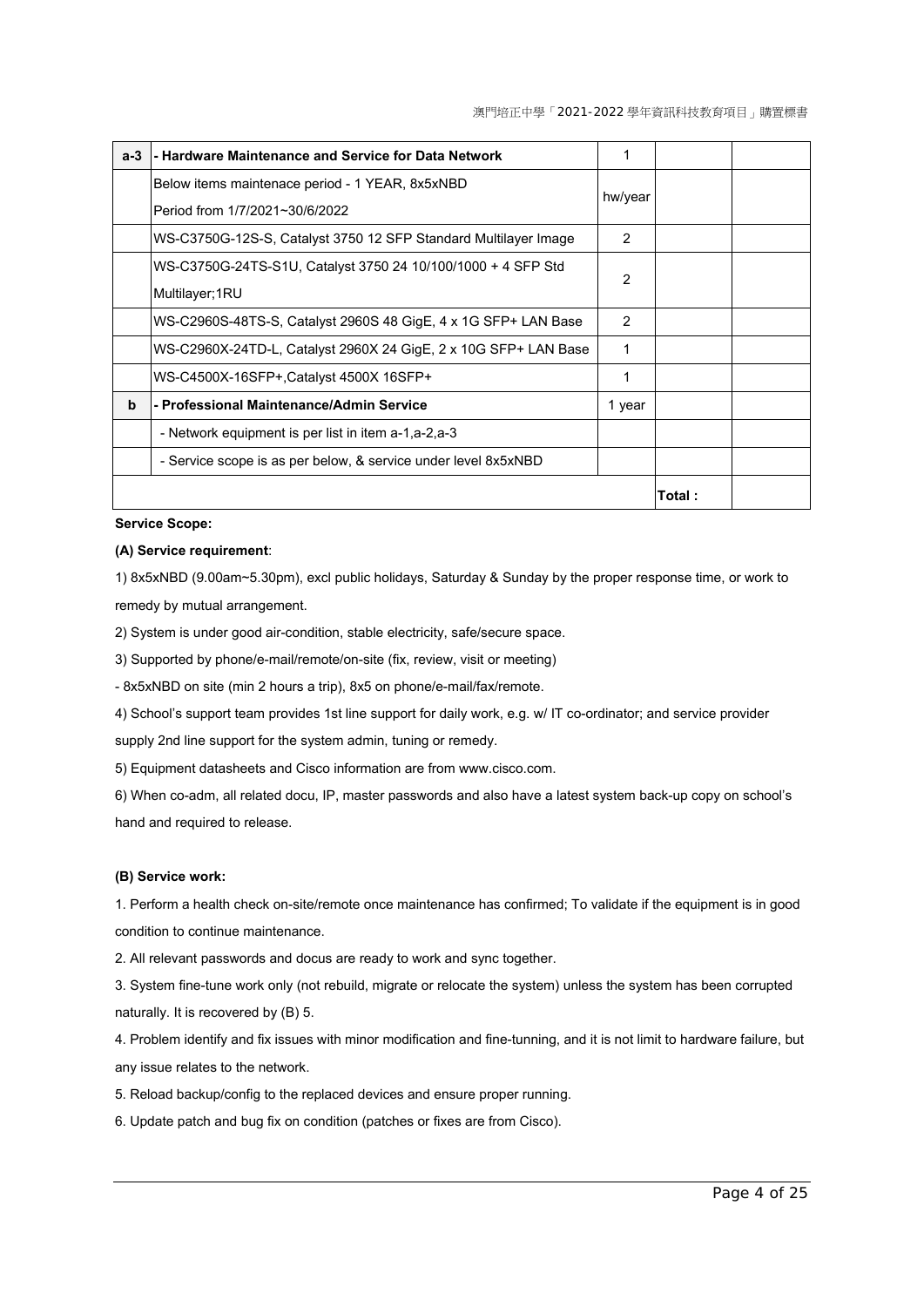| a-3 | **- Hardware Maintenance and Service for Data Network** | 1 | | |
|---|---|---|---|---|
| | Below items maintenace period - 1 YEAR, 8x5xNBD<br>Period from 1/7/2021~30/6/2022 | hw/year | | |
| | WS-C3750G-12S-S, Catalyst 3750 12 SFP Standard Multilayer Image | 2 | | |
| | WS-C3750G-24TS-S1U, Catalyst 3750 24 10/100/1000 + 4 SFP Std Multilayer;1RU | 2 | | |
| | WS-C2960S-48TS-S, Catalyst 2960S 48 GigE, 4 x 1G SFP+ LAN Base | 2 | | |
| | WS-C2960X-24TD-L, Catalyst 2960X 24 GigE, 2 x 10G SFP+ LAN Base | 1 | | |
| | WS-C4500X-16SFP+,Catalyst 4500X 16SFP+ | 1 | | |
| **b** | **- Professional Maintenance/Admin Service** | 1 year | | |
| | - Network equipment is per list in item a-1,a-2,a-3 | | | |
| | - Service scope is as per below, & service under level 8x5xNBD | | | |
| | | | **Total :** | |

**Service Scope:**

**(A) Service requirement**:

1) 8x5xNBD (9.00am~5.30pm), excl public holidays, Saturday & Sunday by the proper response time, or work to remedy by mutual arrangement.

2) System is under good air-condition, stable electricity, safe/secure space.

3) Supported by phone/e-mail/remote/on-site (fix, review, visit or meeting)

- 8x5xNBD on site (min 2 hours a trip), 8x5 on phone/e-mail/fax/remote.

4) School's support team provides 1st line support for daily work, e.g. w/ IT co-ordinator; and service provider supply 2nd line support for the system admin, tuning or remedy.

5) Equipment datasheets and Cisco information are from www.cisco.com.

6) When co-adm, all related docu, IP, master passwords and also have a latest system back-up copy on school's hand and required to release.

**(B) Service work:**

1. Perform a health check on-site/remote once maintenance has confirmed; To validate if the equipment is in good condition to continue maintenance.
2. All relevant passwords and docus are ready to work and sync together.
3. System fine-tune work only (not rebuild, migrate or relocate the system) unless the system has been corrupted naturally. It is recovered by (B) 5.
4. Problem identify and fix issues with minor modification and fine-tunning, and it is not limit to hardware failure, but any issue relates to the network.
5. Reload backup/config to the replaced devices and ensure proper running.
6. Update patch and bug fix on condition (patches or fixes are from Cisco).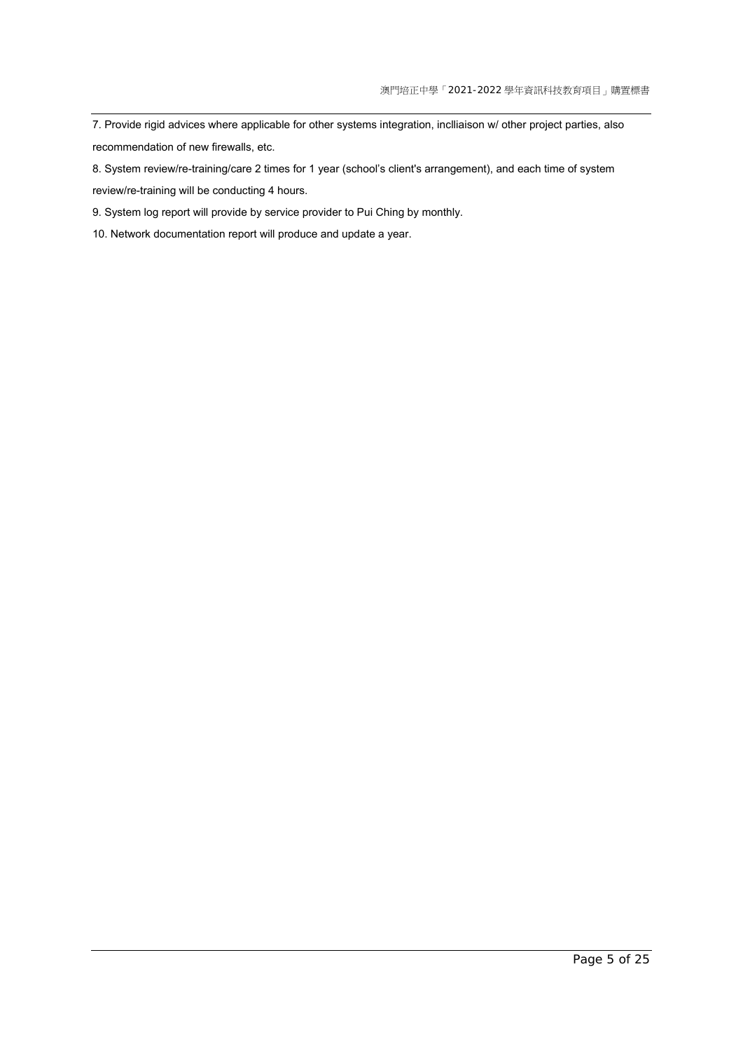7. Provide rigid advices where applicable for other systems integration, inclliaison w/ other project parties, also recommendation of new firewalls, etc.

8. System review/re-training/care 2 times for 1 year (school's client's arrangement), and each time of system review/re-training will be conducting 4 hours.

9. System log report will provide by service provider to Pui Ching by monthly.

10. Network documentation report will produce and update a year.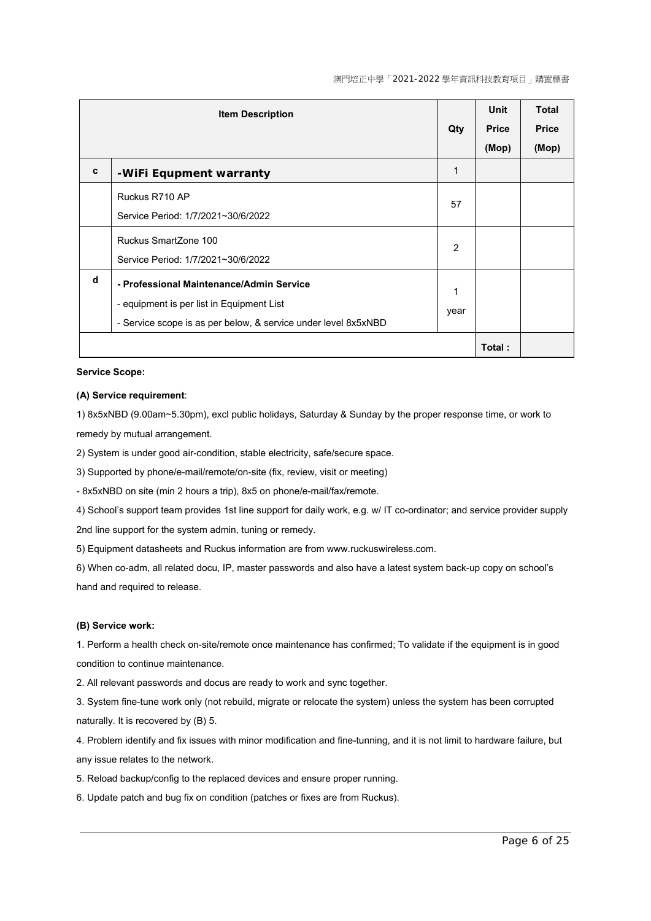| | Item Description | Qty | Unit Price (Mop) | Total Price (Mop) |
|---|---|---|---|---|
| c | **-WiFi Equpment warranty** | 1 | | |
| | Ruckus R710 AP<br>Service Period: 1/7/2021~30/6/2022 | 57 | | |
| | Ruckus SmartZone 100<br>Service Period: 1/7/2021~30/6/2022 | 2 | | |
| d | **- Professional Maintenance/Admin Service**<br>- equipment is per list in Equipment List<br>- Service scope is as per below, & service under level 8x5xNBD | 1 year | | |
| | | | **Total :** | |

**Service Scope:**

**(A) Service requirement**:

1) 8x5xNBD (9.00am~5.30pm), excl public holidays, Saturday & Sunday by the proper response time, or work to remedy by mutual arrangement.

2) System is under good air-condition, stable electricity, safe/secure space.

3) Supported by phone/e-mail/remote/on-site (fix, review, visit or meeting)

- 8x5xNBD on site (min 2 hours a trip), 8x5 on phone/e-mail/fax/remote.

4) School's support team provides 1st line support for daily work, e.g. w/ IT co-ordinator; and service provider supply 2nd line support for the system admin, tuning or remedy.

5) Equipment datasheets and Ruckus information are from www.ruckuswireless.com.

6) When co-adm, all related docu, IP, master passwords and also have a latest system back-up copy on school's hand and required to release.

**(B) Service work:**

1. Perform a health check on-site/remote once maintenance has confirmed; To validate if the equipment is in good condition to continue maintenance.
2. All relevant passwords and docus are ready to work and sync together.
3. System fine-tune work only (not rebuild, migrate or relocate the system) unless the system has been corrupted naturally. It is recovered by (B) 5.
4. Problem identify and fix issues with minor modification and fine-tunning, and it is not limit to hardware failure, but any issue relates to the network.
5. Reload backup/config to the replaced devices and ensure proper running.
6. Update patch and bug fix on condition (patches or fixes are from Ruckus).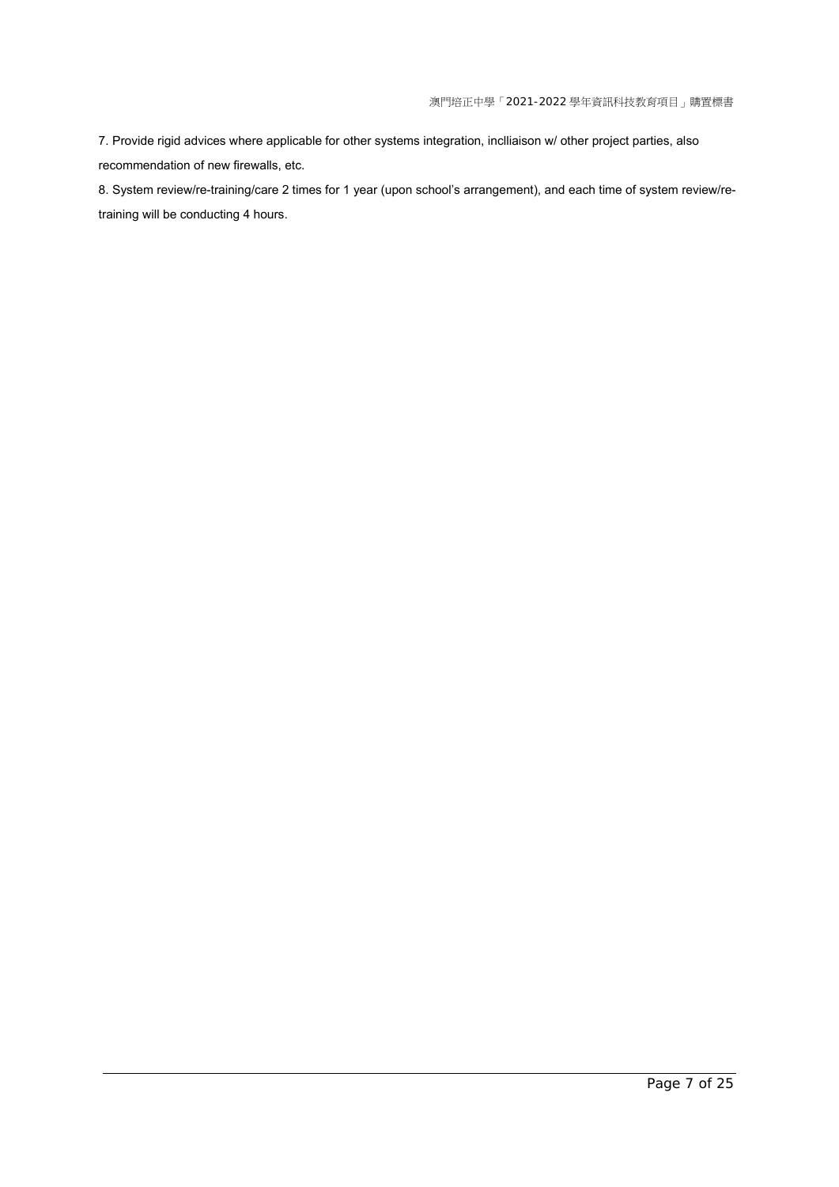7. Provide rigid advices where applicable for other systems integration, inclliaison w/ other project parties, also recommendation of new firewalls, etc.

8. System review/re-training/care 2 times for 1 year (upon school's arrangement), and each time of system review/re-training will be conducting 4 hours.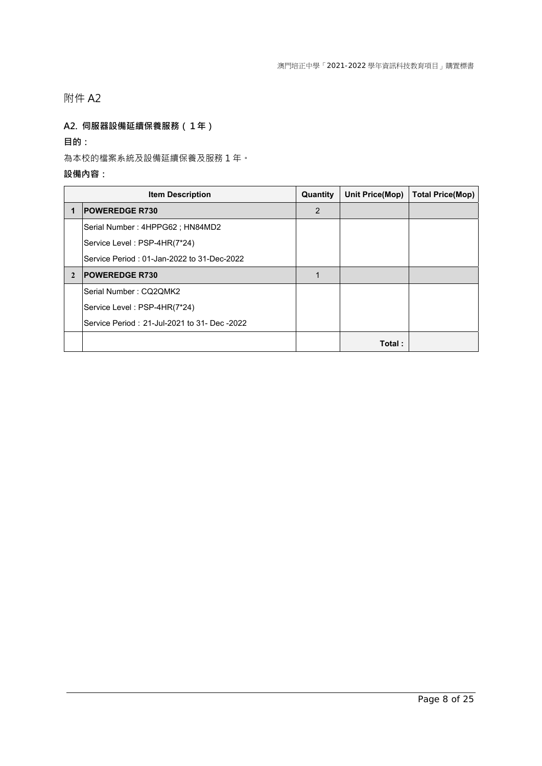附件 A2

## A2. 伺服器設備延續保養服務（1年）

**目的：**

為本校的檔案系統及設備延續保養及服務 1 年。

**設備內容：**

| | Item Description | Quantity | Unit Price(Mop) | Total Price(Mop) |
|---|---|---|---|---|
| 1 | **POWEREDGE R730** | 2 | | |
| | Serial Number : 4HPPG62 ; HN84MD2 | | | |
| | Service Level : PSP-4HR(7*24) | | | |
| | Service Period : 01-Jan-2022 to 31-Dec-2022 | | | |
| 2 | **POWEREDGE R730** | 1 | | |
| | Serial Number : CQ2QMK2 | | | |
| | Service Level : PSP-4HR(7*24) | | | |
| | Service Period：21-Jul-2021 to 31- Dec -2022 | | | |
| | | | **Total :** | |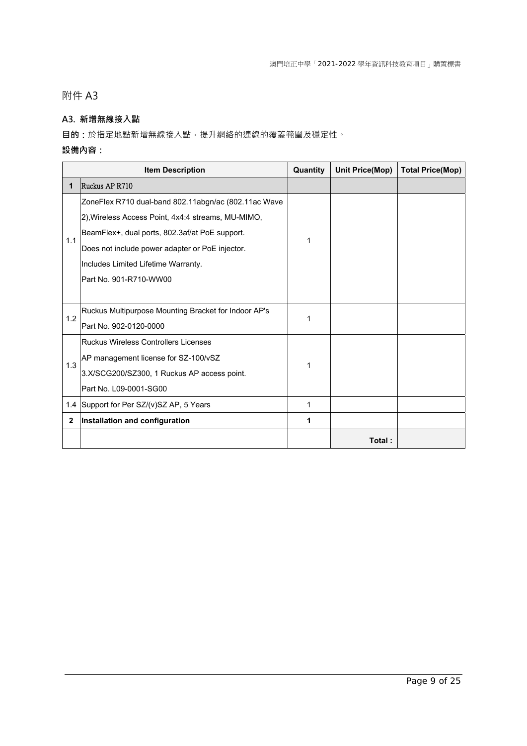# 附件 A3

## A3. 新增無線接入點

**目的：**於指定地點新增無線接入點，提升網絡的連線的覆蓋範圍及穩定性。

**設備內容：**

| | Item Description | Quantity | Unit Price(Mop) | Total Price(Mop) |
|---|---|---|---|---|
| **1** | Ruckus AP R710 | | | |
| 1.1 | ZoneFlex R710 dual-band 802.11abgn/ac (802.11ac Wave 2),Wireless Access Point, 4x4:4 streams, MU-MIMO, BeamFlex+, dual ports, 802.3af/at PoE support.<br>Does not include power adapter or PoE injector.<br>Includes Limited Lifetime Warranty.<br>Part No. 901-R710-WW00 | 1 | | |
| 1.2 | Ruckus Multipurpose Mounting Bracket for Indoor AP's<br>Part No. 902-0120-0000 | 1 | | |
| 1.3 | Ruckus Wireless Controllers Licenses<br>AP management license for SZ-100/vSZ 3.X/SCG200/SZ300, 1 Ruckus AP access point.<br>Part No. L09-0001-SG00 | 1 | | |
| 1.4 | Support for Per SZ/(v)SZ AP, 5 Years | 1 | | |
| **2** | **Installation and configuration** | **1** | | |
| | | | **Total :** | |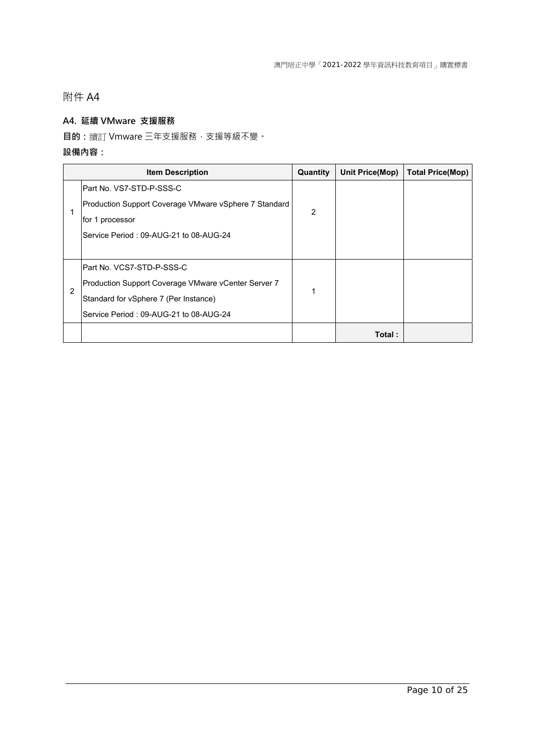# 附件 A4

### A4. 延續 VMware 支援服務

**目的：**續訂 Vmware 三年支援服務，支援等級不變。

**設備內容：**

| | Item Description | Quantity | Unit Price(Mop) | Total Price(Mop) |
|---|---|---|---|---|
| 1 | Part No. VS7-STD-P-SSS-C<br>Production Support Coverage VMware vSphere 7 Standard for 1 processor<br>Service Period : 09-AUG-21 to 08-AUG-24 | 2 | | |
| 2 | Part No. VCS7-STD-P-SSS-C<br>Production Support Coverage VMware vCenter Server 7 Standard for vSphere 7 (Per Instance)<br>Service Period : 09-AUG-21 to 08-AUG-24 | 1 | | |
| | | | **Total :** | |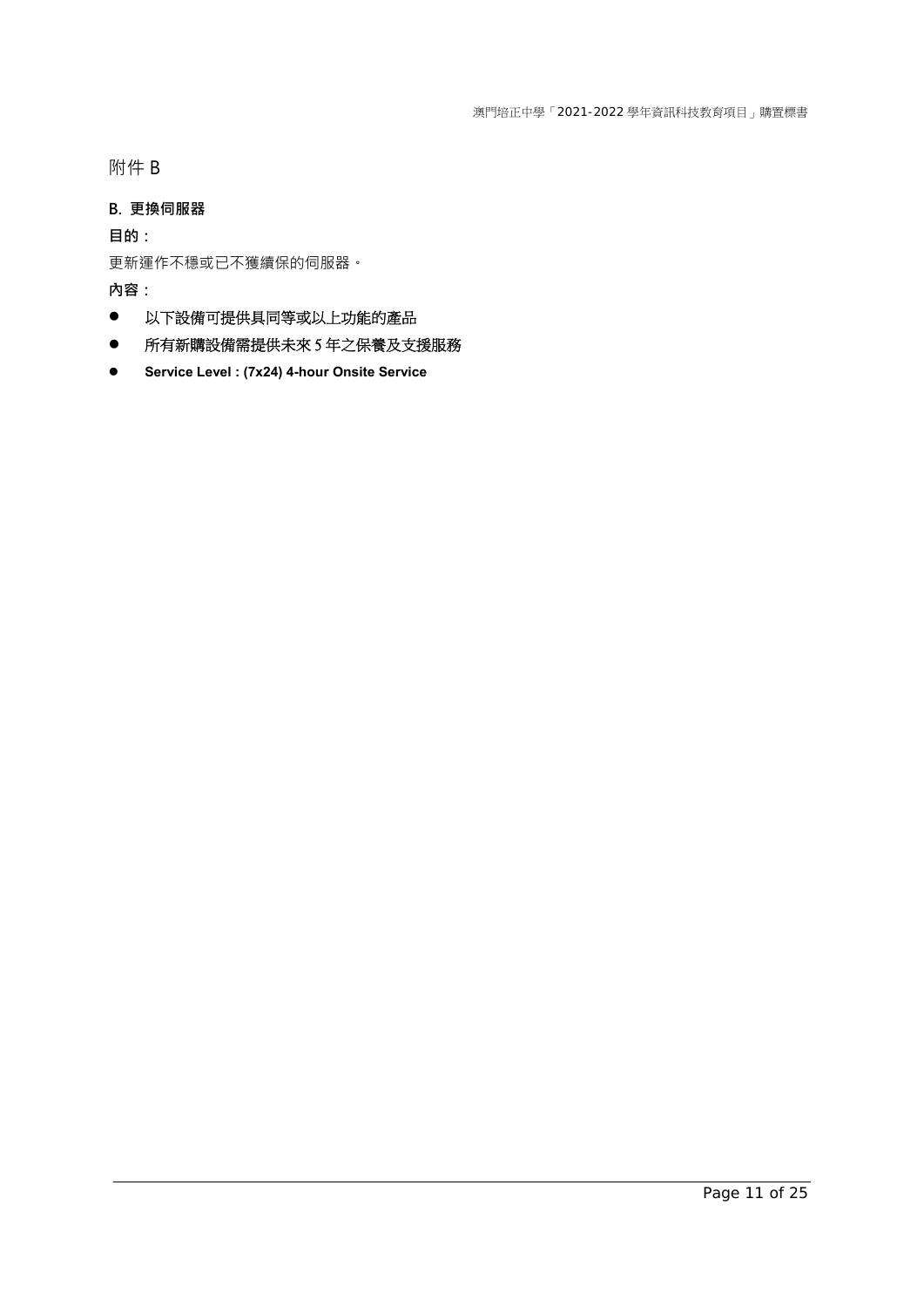附件 B

## B. 更換伺服器

**目的：**

更新運作不穩或已不獲續保的伺服器。

**內容：**

- 以下設備可提供具同等或以上功能的產品
- 所有新購設備需提供未來 5 年之保養及支援服務
- **Service Level : (7x24) 4-hour Onsite Service**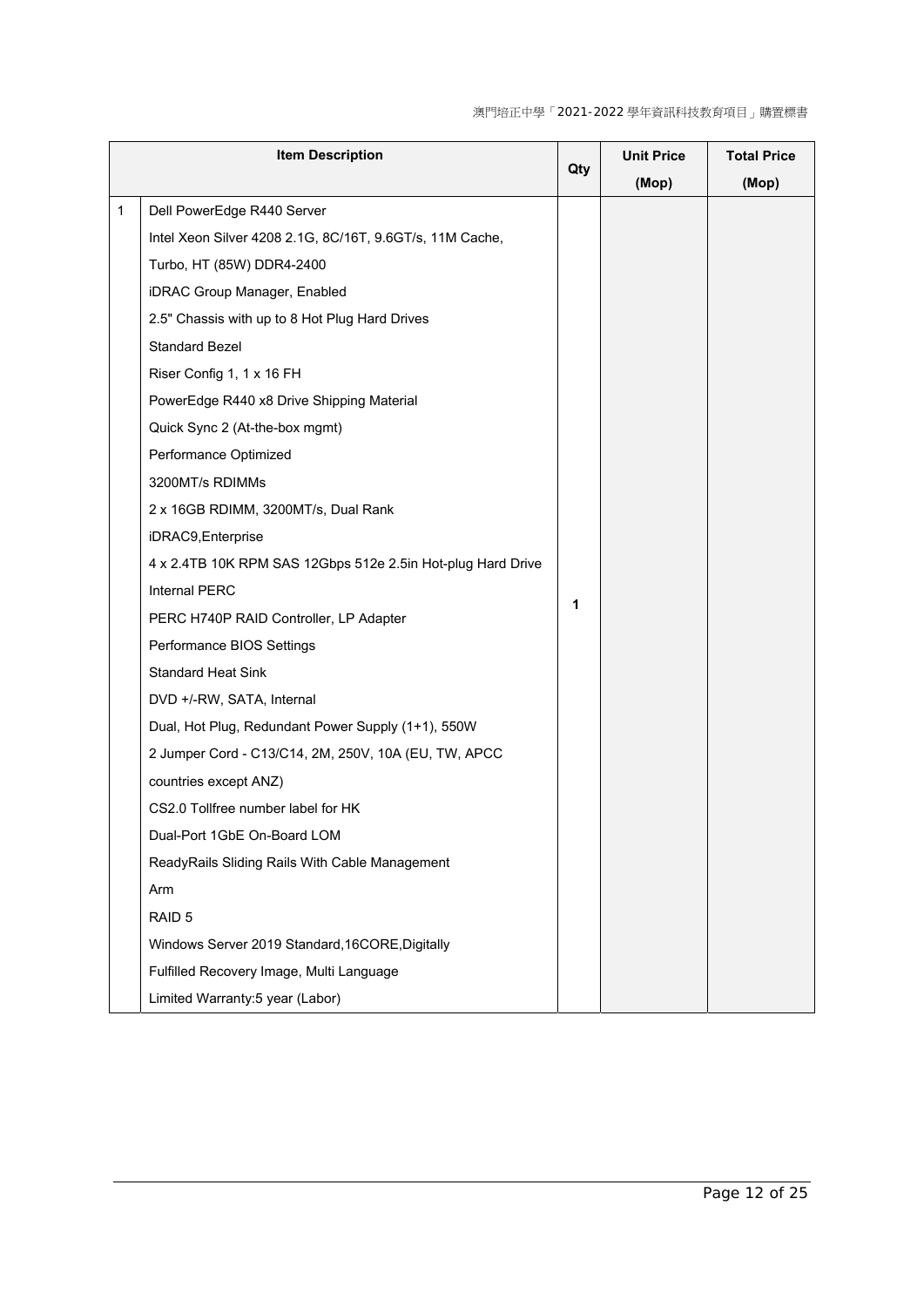| | Item Description | Qty | Unit Price (Mop) | Total Price (Mop) |
|---|---|---|---|---|
| 1 | Dell PowerEdge R440 Server<br>Intel Xeon Silver 4208 2.1G, 8C/16T, 9.6GT/s, 11M Cache, Turbo, HT (85W) DDR4-2400<br>iDRAC Group Manager, Enabled<br>2.5" Chassis with up to 8 Hot Plug Hard Drives<br>Standard Bezel<br>Riser Config 1, 1 x 16 FH<br>PowerEdge R440 x8 Drive Shipping Material<br>Quick Sync 2 (At-the-box mgmt)<br>Performance Optimized<br>3200MT/s RDIMMs<br>2 x 16GB RDIMM, 3200MT/s, Dual Rank<br>iDRAC9,Enterprise<br>4 x 2.4TB 10K RPM SAS 12Gbps 512e 2.5in Hot-plug Hard Drive<br>Internal PERC<br>PERC H740P RAID Controller, LP Adapter<br>Performance BIOS Settings<br>Standard Heat Sink<br>DVD +/-RW, SATA, Internal<br>Dual, Hot Plug, Redundant Power Supply (1+1), 550W<br>2 Jumper Cord - C13/C14, 2M, 250V, 10A (EU, TW, APCC countries except ANZ)<br>CS2.0 Tollfree number label for HK<br>Dual-Port 1GbE On-Board LOM<br>ReadyRails Sliding Rails With Cable Management Arm<br>RAID 5<br>Windows Server 2019 Standard,16CORE,Digitally Fulfilled Recovery Image, Multi Language<br>Limited Warranty:5 year (Labor) | 1 | | |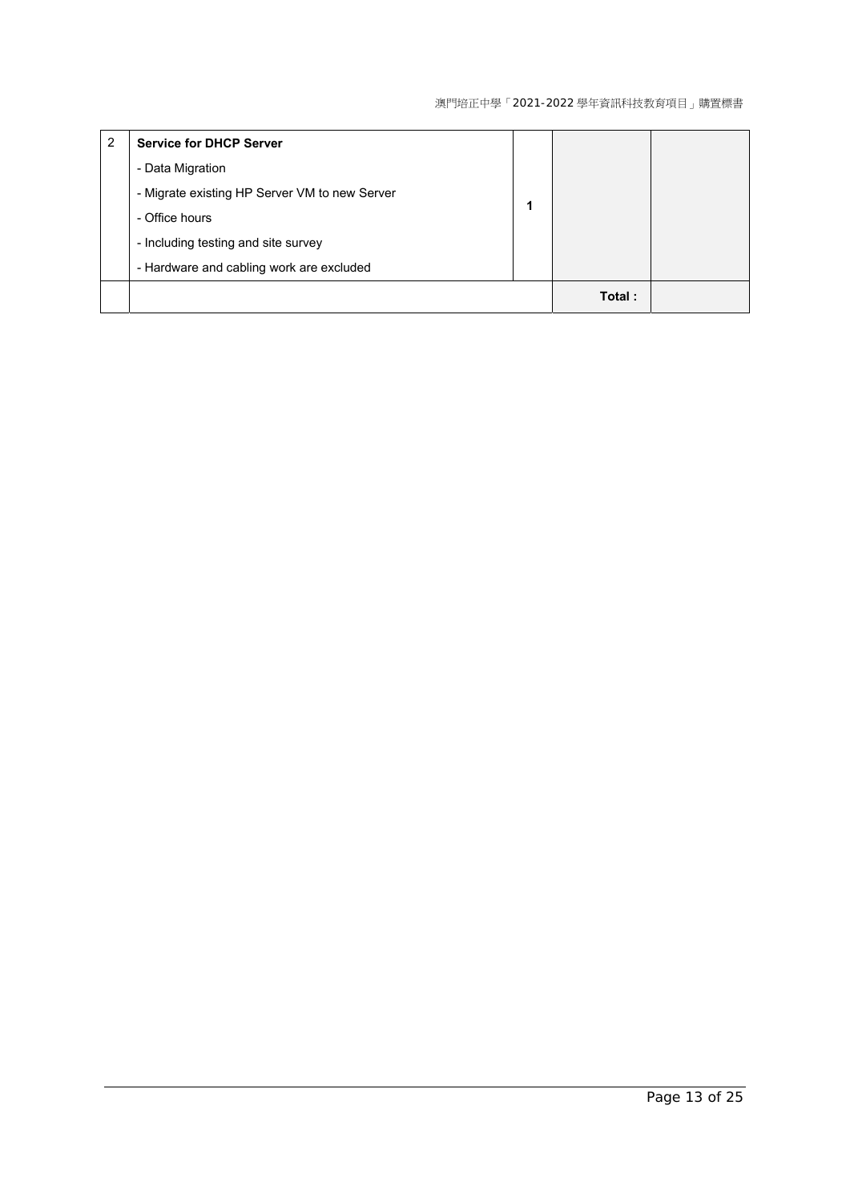| 2 | **Service for DHCP Server**<br>- Data Migration<br>- Migrate existing HP Server VM to new Server<br>- Office hours<br>- Including testing and site survey<br>- Hardware and cabling work are excluded | **1** | | |
|---|---|---|---|---|
| | | | **Total :** | |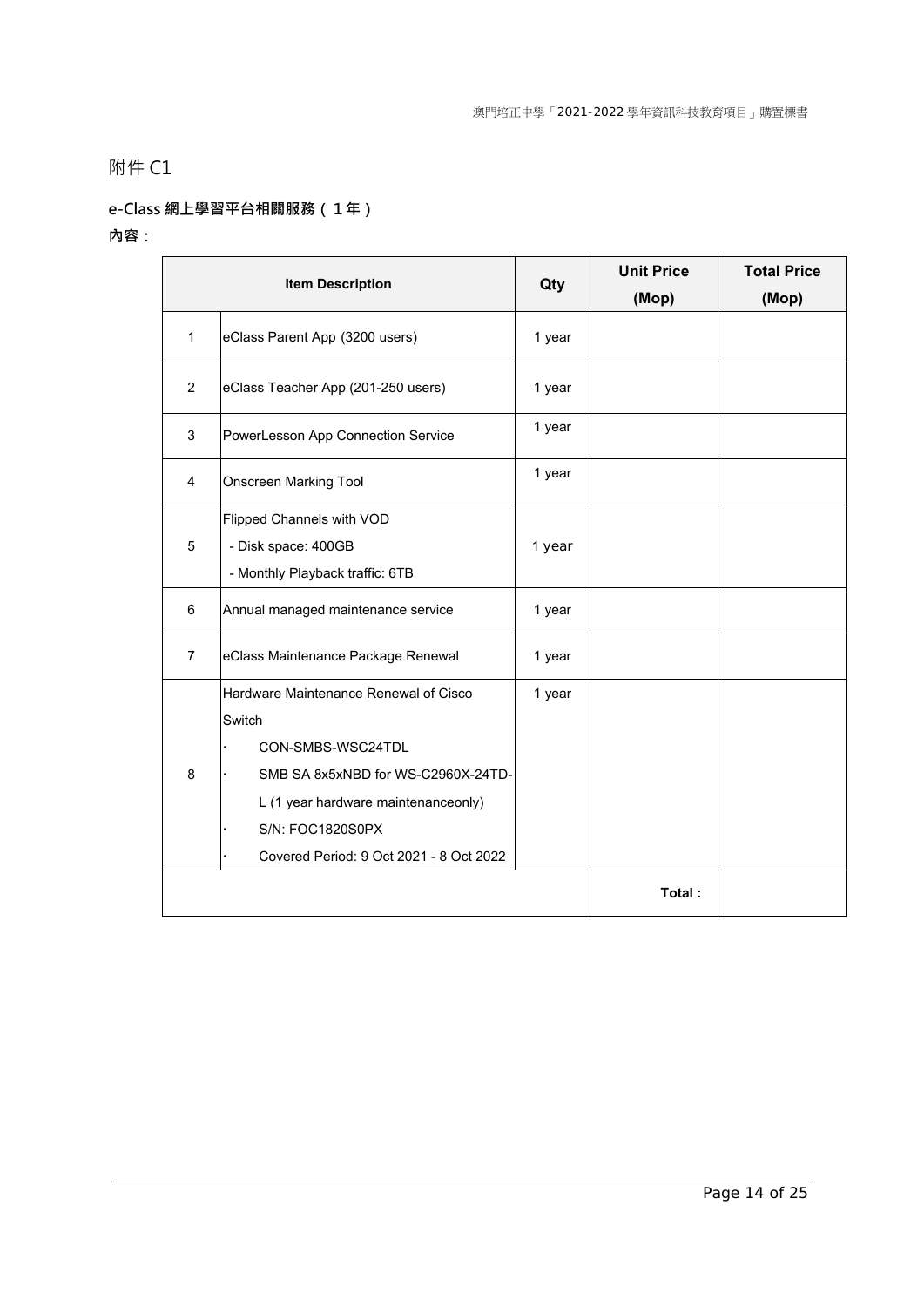# 附件 C1

**e-Class 網上學習平台相關服務（1年）**

**內容：**

| Item Description | | Qty | Unit Price (Mop) | Total Price (Mop) |
|---|---|---|---|---|
| 1 | eClass Parent App (3200 users) | 1 year | | |
| 2 | eClass Teacher App (201-250 users) | 1 year | | |
| 3 | PowerLesson App Connection Service | 1 year | | |
| 4 | Onscreen Marking Tool | 1 year | | |
| 5 | Flipped Channels with VOD<br>- Disk space: 400GB<br>- Monthly Playback traffic: 6TB | 1 year | | |
| 6 | Annual managed maintenance service | 1 year | | |
| 7 | eClass Maintenance Package Renewal | 1 year | | |
| 8 | Hardware Maintenance Renewal of Cisco Switch<br>· CON-SMBS-WSC24TDL<br>· SMB SA 8x5xNBD for WS-C2960X-24TD-L (1 year hardware maintenanceonly)<br>· S/N: FOC1820S0PX<br>· Covered Period: 9 Oct 2021 - 8 Oct 2022 | 1 year | | |
| | | | **Total :** | |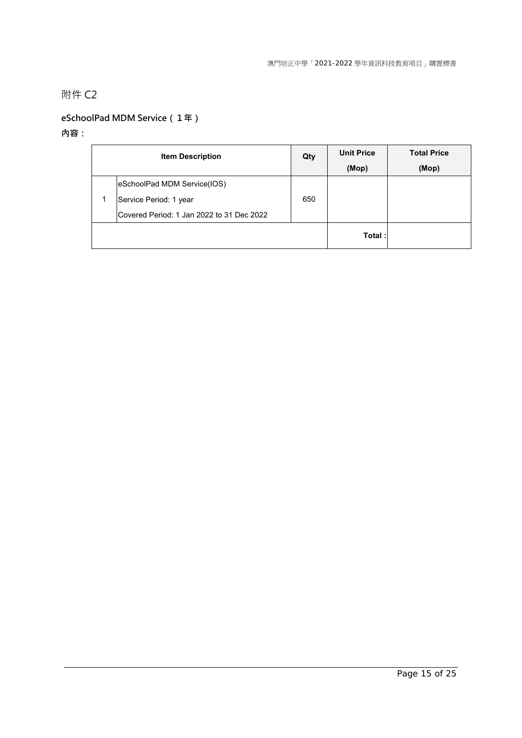## 附件 C2

### eSchoolPad MDM Service（1年）

**內容：**

| | Item Description | Qty | Unit Price (Mop) | Total Price (Mop) |
|---|---|---|---|---|
| 1 | eSchoolPad MDM Service(IOS)<br>Service Period: 1 year<br>Covered Period: 1 Jan 2022 to 31 Dec 2022 | 650 | | |
| | | | **Total :** | |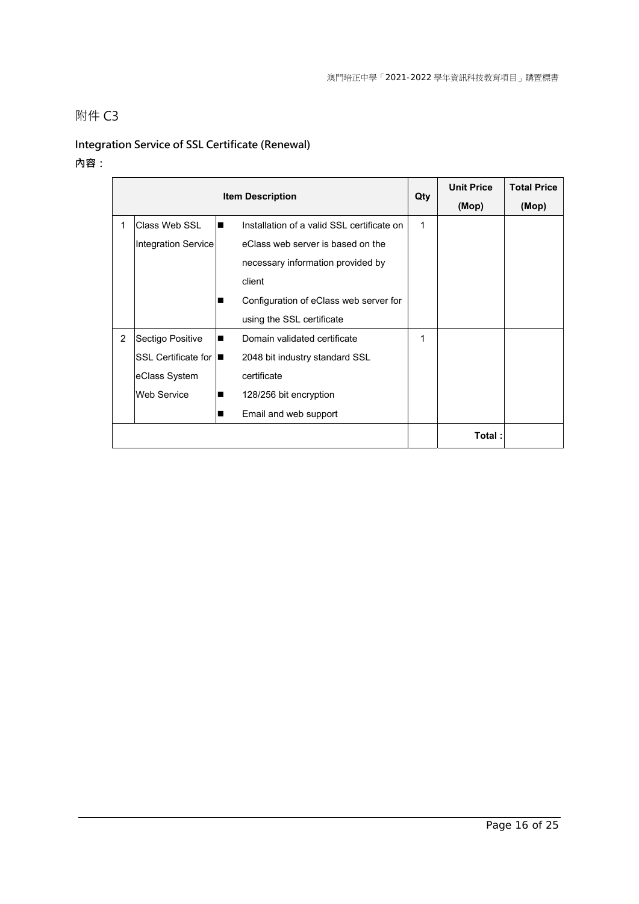# 附件 C3

## Integration Service of SSL Certificate (Renewal)

**內容：**

| | Item Description | | Qty | Unit Price (Mop) | Total Price (Mop) |
|---|---|---|---|---|---|
| 1 | Class Web SSL Integration Service | ■ Installation of a valid SSL certificate on eClass web server is based on the necessary information provided by client<br>■ Configuration of eClass web server for using the SSL certificate | 1 | | |
| 2 | Sectigo Positive SSL Certificate for eClass System Web Service | ■ Domain validated certificate<br>■ 2048 bit industry standard SSL certificate<br>■ 128/256 bit encryption<br>■ Email and web support | 1 | | |
| | | | | **Total :** | |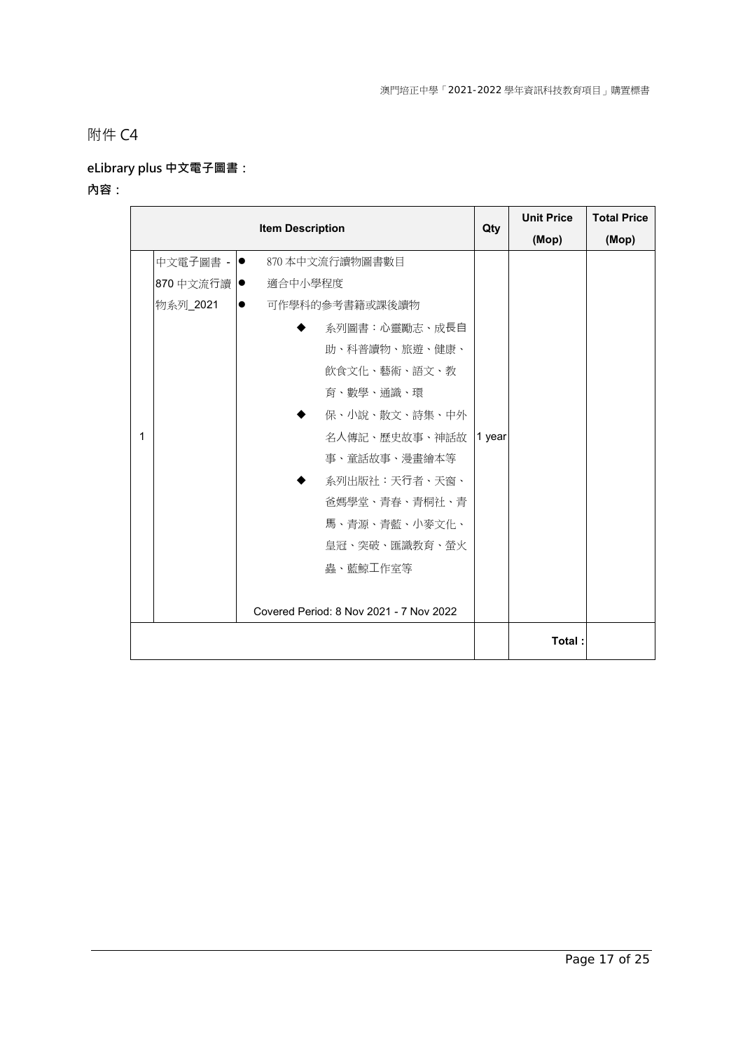附件 C4

**eLibrary plus 中文電子圖書：**

**內容：**

| | Item Description | | Qty | Unit Price (Mop) | Total Price (Mop) |
|---|---|---|---|---|---|
| 1 | 中文電子圖書 - 870 中文流行讀物系列_2021 | ● 870 本中文流行讀物圖書數目<br>● 適合中小學程度<br>● 可作學科的參考書籍或課後讀物<br>◆ 系列圖書：心靈勵志、成長自助、科普讀物、旅遊、健康、飲食文化、藝術、語文、教育、數學、通識、環保、小說、散文、詩集、中外名人傳記、歷史故事、神話故事、童話故事、漫畫繪本等<br>◆ 系列出版社：天行者、天窗、爸媽學堂、青春、青桐社、青馬、青源、青藍、小麥文化、皇冠、突破、匯識教育、螢火蟲、藍鯨工作室等<br><br>Covered Period: 8 Nov 2021 - 7 Nov 2022 | 1 year | | |
| | | | | Total : | |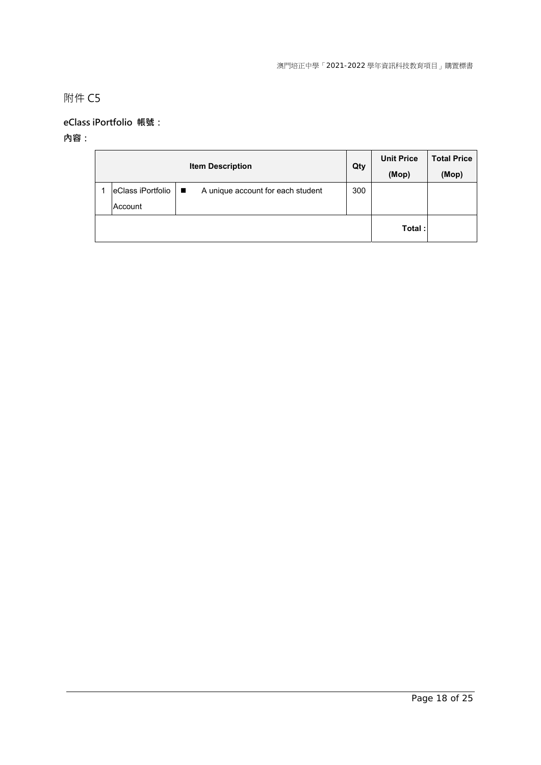附件 C5

**eClass iPortfolio 帳號：**

**內容：**

| | Item Description | | Qty | Unit Price (Mop) | Total Price (Mop) |
|---|---|---|---|---|---|
| 1 | eClass iPortfolio Account | ■ A unique account for each student | 300 | | |
| | | | | **Total :** | |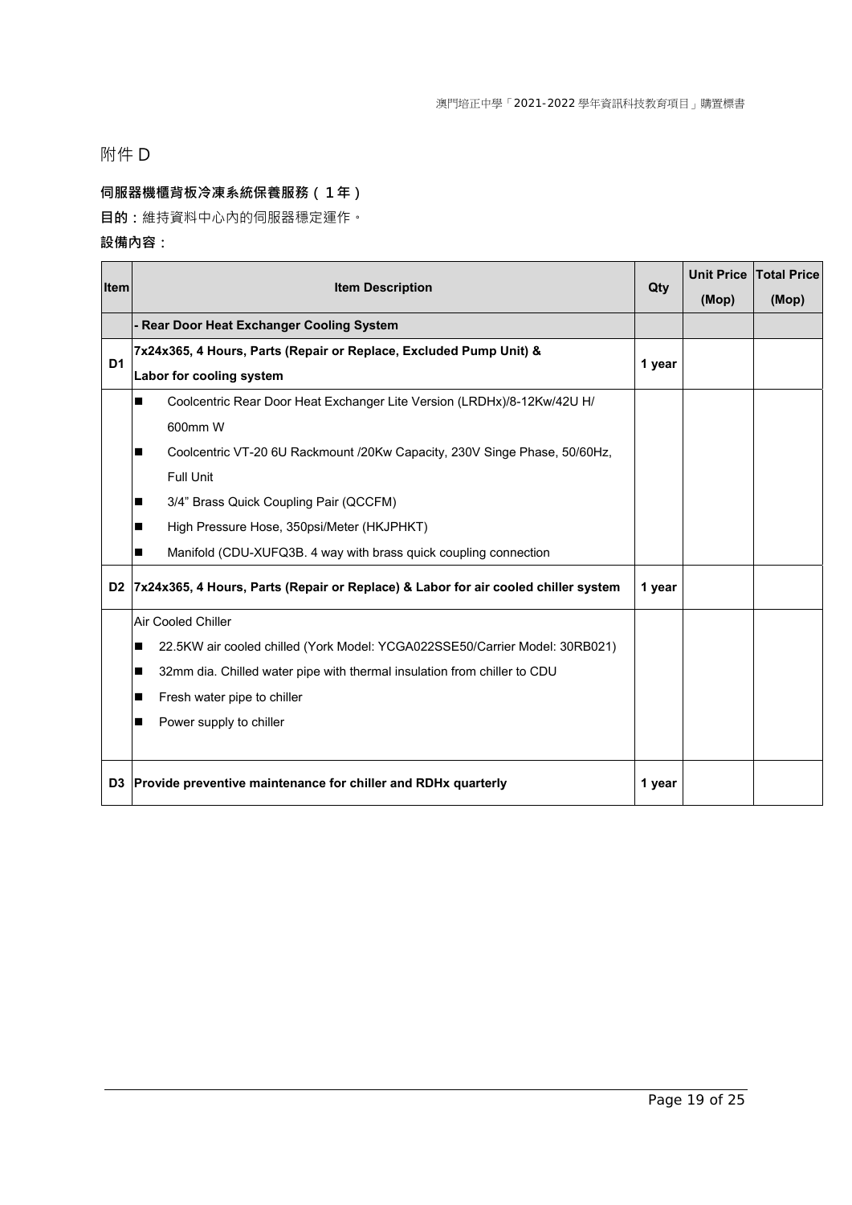# 附件 D

**伺服器機櫃背板冷凍系統保養服務（1年）**

**目的：**維持資料中心內的伺服器穩定運作。

**設備內容：**

| Item | Item Description | Qty | Unit Price (Mop) | Total Price (Mop) |
|---|---|---|---|---|
| | **- Rear Door Heat Exchanger Cooling System** | | | |
| D1 | **7x24x365, 4 Hours, Parts (Repair or Replace, Excluded Pump Unit) & Labor for cooling system** | 1 year | | |
| | ■ Coolcentric Rear Door Heat Exchanger Lite Version (LRDHx)/8-12Kw/42U H/ 600mm W<br>■ Coolcentric VT-20 6U Rackmount /20Kw Capacity, 230V Singe Phase, 50/60Hz, Full Unit<br>■ 3/4" Brass Quick Coupling Pair (QCCFM)<br>■ High Pressure Hose, 350psi/Meter (HKJPHKT)<br>■ Manifold (CDU-XUFQ3B. 4 way with brass quick coupling connection | | | |
| D2 | **7x24x365, 4 Hours, Parts (Repair or Replace) & Labor for air cooled chiller system** | 1 year | | |
| | Air Cooled Chiller<br>■ 22.5KW air cooled chilled (York Model: YCGA022SSE50/Carrier Model: 30RB021)<br>■ 32mm dia. Chilled water pipe with thermal insulation from chiller to CDU<br>■ Fresh water pipe to chiller<br>■ Power supply to chiller | | | |
| D3 | **Provide preventive maintenance for chiller and RDHx quarterly** | 1 year | | |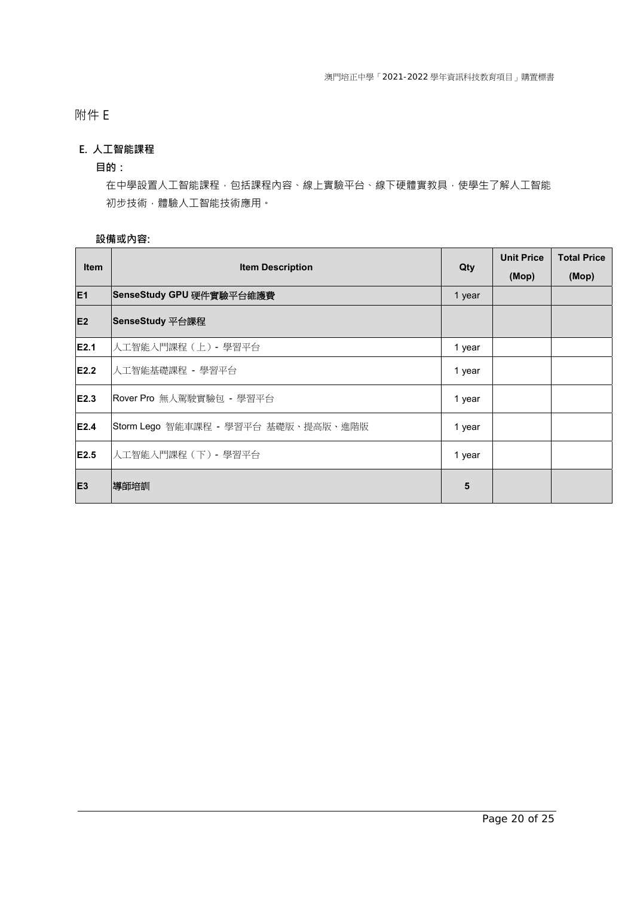# 附件 E

## E. 人工智能課程

**目的：**

在中學設置人工智能課程，包括課程內容、線上實驗平台、線下硬體實教具，使學生了解人工智能初步技術，體驗人工智能技術應用。

**設備或內容:**

| Item | Item Description | Qty | Unit Price (Mop) | Total Price (Mop) |
|---|---|---|---|---|
| **E1** | **SenseStudy GPU 硬件實驗平台維護費** | 1 year | | |
| **E2** | **SenseStudy 平台課程** | | | |
| **E2.1** | 人工智能入門課程（上）- 學習平台 | 1 year | | |
| **E2.2** | 人工智能基礎課程 - 學習平台 | 1 year | | |
| **E2.3** | Rover Pro 無人駕駛實驗包 - 學習平台 | 1 year | | |
| **E2.4** | Storm Lego 智能車課程 - 學習平台 基礎版、提高版、進階版 | 1 year | | |
| **E2.5** | 人工智能入門課程（下）- 學習平台 | 1 year | | |
| **E3** | **導師培訓** | **5** | | |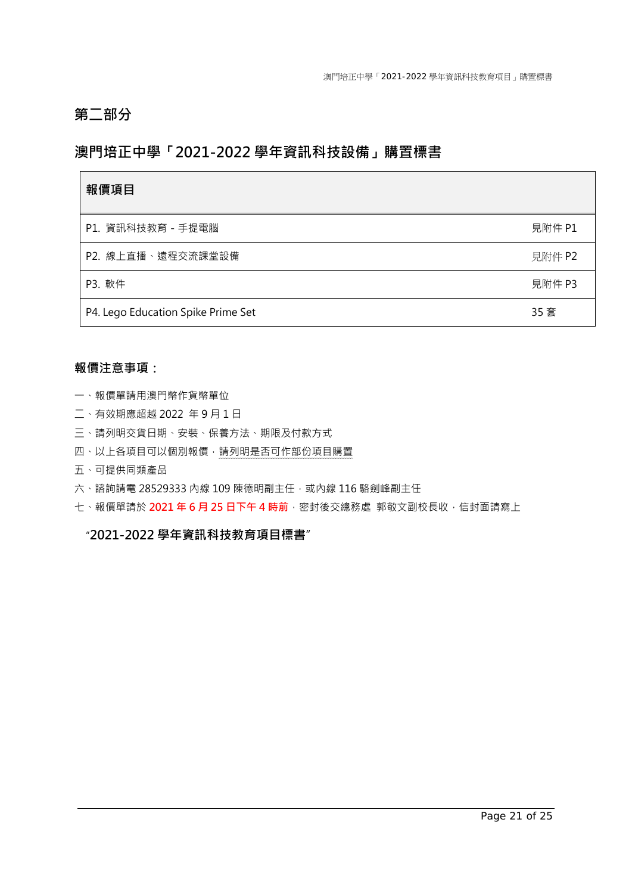## 第二部分

## 澳門培正中學「2021-2022 學年資訊科技設備」購置標書

| 報價項目 | |
|---|---|
| P1. 資訊科技教育 - 手提電腦 | 見附件 P1 |
| P2. 線上直播、遠程交流課堂設備 | 見附件 P2 |
| P3. 軟件 | 見附件 P3 |
| P4. Lego Education Spike Prime Set | 35 套 |

**報價注意事項：**

一、報價單請用澳門幣作貨幣單位

二、有效期應超越 2022 年 9 月 1 日

三、請列明交貨日期、安裝、保養方法、期限及付款方式

四、以上各項目可以個別報價，請列明是否可作部份項目購置

五、可提供同類產品

六、諮詢請電 28529333 內線 109 陳德明副主任，或內線 116 駱劍峰副主任

七、報價單請於 **2021 年 6 月 25 日下午 4 時前**，密封後交總務處 郭敬文副校長收，信封面請寫上

**"2021-2022 學年資訊科技教育項目標書"**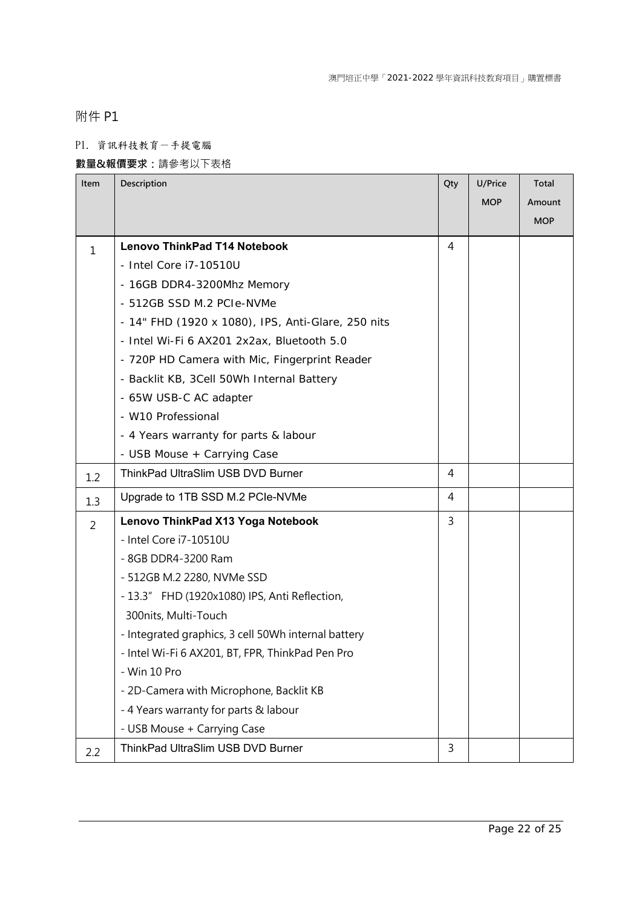# 附件 P1

P1. 資訊科技教育－手提電腦

**數量&報價要求：**請參考以下表格

| Item | Description | Qty | U/Price MOP | Total Amount MOP |
|---|---|---|---|---|
| 1 | **Lenovo ThinkPad T14 Notebook**<br>- Intel Core i7-10510U<br>- 16GB DDR4-3200Mhz Memory<br>- 512GB SSD M.2 PCIe-NVMe<br>- 14" FHD (1920 x 1080), IPS, Anti-Glare, 250 nits<br>- Intel Wi-Fi 6 AX201 2x2ax, Bluetooth 5.0<br>- 720P HD Camera with Mic, Fingerprint Reader<br>- Backlit KB, 3Cell 50Wh Internal Battery<br>- 65W USB-C AC adapter<br>- W10 Professional<br>- 4 Years warranty for parts & labour<br>- USB Mouse + Carrying Case | 4 | | |
| 1.2 | ThinkPad UltraSlim USB DVD Burner | 4 | | |
| 1.3 | Upgrade to 1TB SSD M.2 PCIe-NVMe | 4 | | |
| 2 | **Lenovo ThinkPad X13 Yoga Notebook**<br>- Intel Core i7-10510U<br>- 8GB DDR4-3200 Ram<br>- 512GB M.2 2280, NVMe SSD<br>- 13.3" FHD (1920x1080) IPS, Anti Reflection, 300nits, Multi-Touch<br>- Integrated graphics, 3 cell 50Wh internal battery<br>- Intel Wi-Fi 6 AX201, BT, FPR, ThinkPad Pen Pro<br>- Win 10 Pro<br>- 2D-Camera with Microphone, Backlit KB<br>- 4 Years warranty for parts & labour<br>- USB Mouse + Carrying Case | 3 | | |
| 2.2 | ThinkPad UltraSlim USB DVD Burner | 3 | | |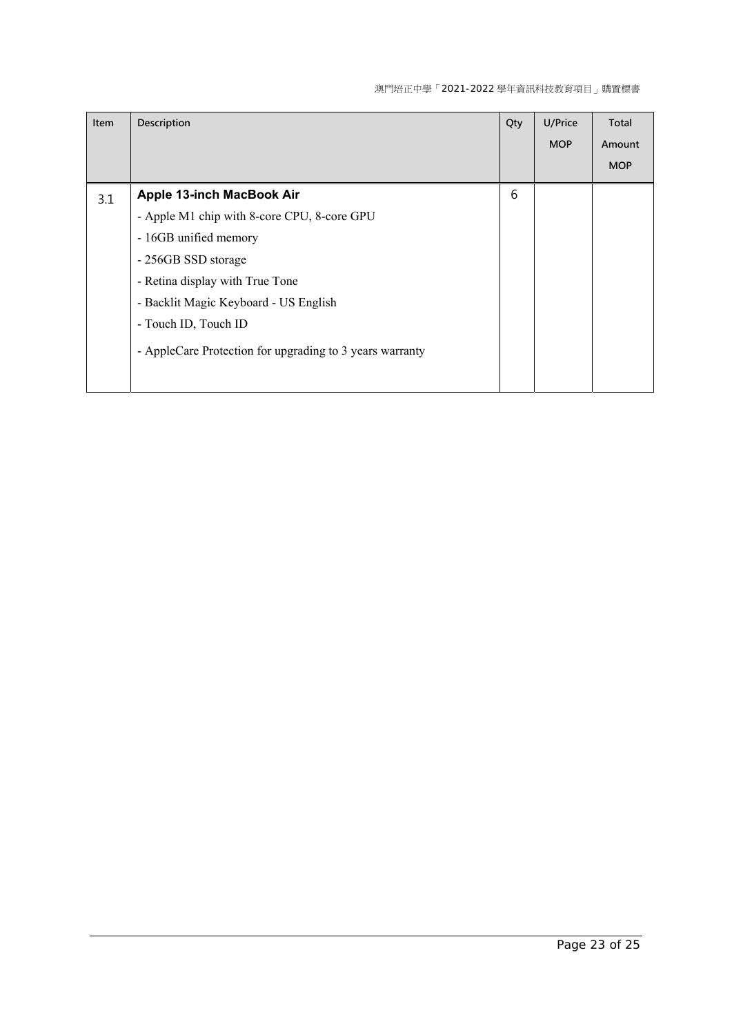| Item | Description | Qty | U/Price MOP | Total Amount MOP |
|---|---|---|---|---|
| 3.1 | **Apple 13-inch MacBook Air**<br>- Apple M1 chip with 8-core CPU, 8-core GPU<br>- 16GB unified memory<br>- 256GB SSD storage<br>- Retina display with True Tone<br>- Backlit Magic Keyboard - US English<br>- Touch ID, Touch ID<br>- AppleCare Protection for upgrading to 3 years warranty | 6 | | |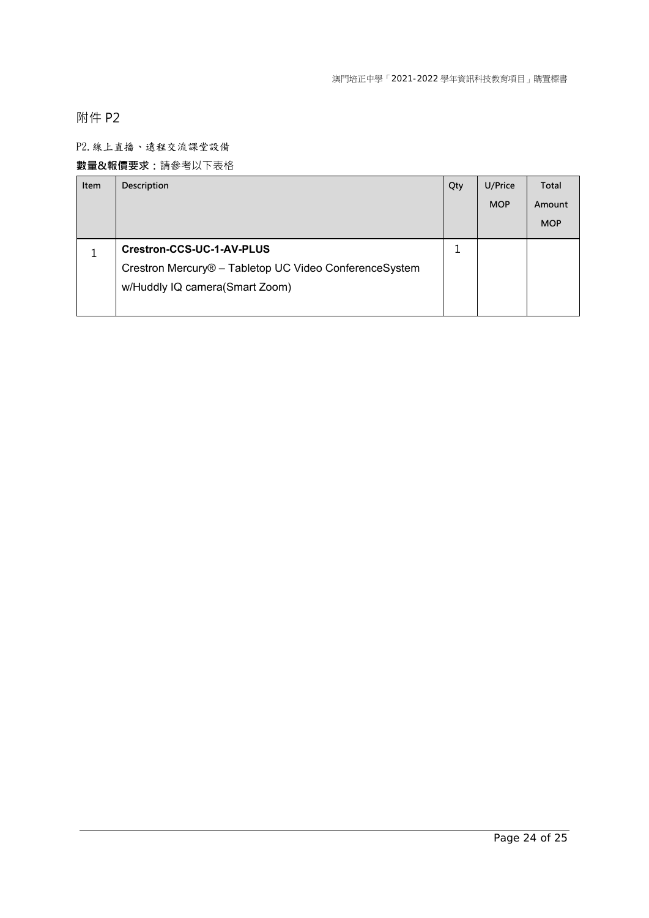# 附件 P2

P2. 線上直播、遠程交流課堂設備

**數量&報價要求**：請參考以下表格

| Item | Description | Qty | U/Price MOP | Total Amount MOP |
|---|---|---|---|---|
| 1 | **Crestron-CCS-UC-1-AV-PLUS**<br>Crestron Mercury® – Tabletop UC Video ConferenceSystem w/Huddly IQ camera(Smart Zoom) | 1 | | |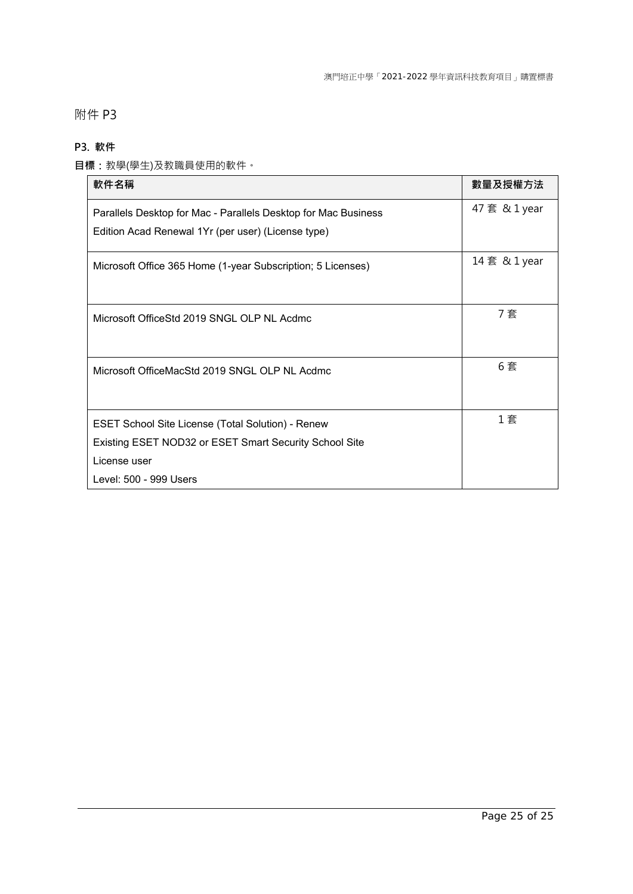附件 P3

### P3. 軟件

**目標：**教學(學生)及教職員使用的軟件。

| 軟件名稱 | 數量及授權方法 |
| --- | --- |
| Parallels Desktop for Mac - Parallels Desktop for Mac Business Edition Acad Renewal 1Yr (per user) (License type) | 47 套 & 1 year |
| Microsoft Office 365 Home (1-year Subscription; 5 Licenses) | 14 套 & 1 year |
| Microsoft OfficeStd 2019 SNGL OLP NL Acdmc | 7 套 |
| Microsoft OfficeMacStd 2019 SNGL OLP NL Acdmc | 6 套 |
| ESET School Site License (Total Solution) - Renew<br>Existing ESET NOD32 or ESET Smart Security School Site License user<br>Level: 500 - 999 Users | 1 套 |